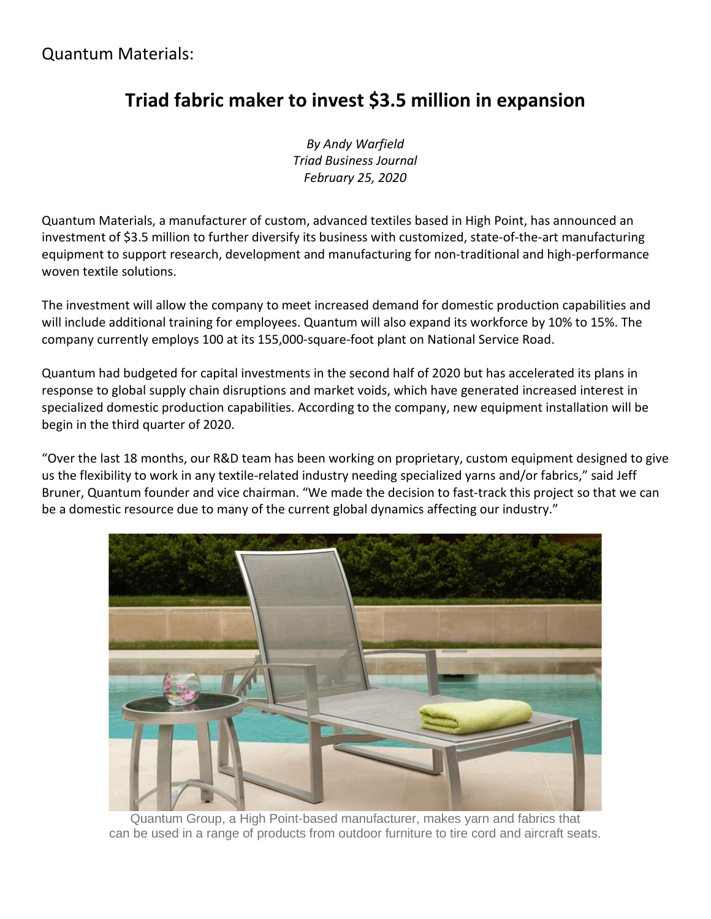Quantum Materials:

# Triad fabric maker to invest $3.5 million in expansion

*By Andy Warfield*
*Triad Business Journal*
*February 25, 2020*

Quantum Materials, a manufacturer of custom, advanced textiles based in High Point, has announced an investment of $3.5 million to further diversify its business with customized, state-of-the-art manufacturing equipment to support research, development and manufacturing for non-traditional and high-performance woven textile solutions.

The investment will allow the company to meet increased demand for domestic production capabilities and will include additional training for employees. Quantum will also expand its workforce by 10% to 15%. The company currently employs 100 at its 155,000-square-foot plant on National Service Road.

Quantum had budgeted for capital investments in the second half of 2020 but has accelerated its plans in response to global supply chain disruptions and market voids, which have generated increased interest in specialized domestic production capabilities. According to the company, new equipment installation will be begin in the third quarter of 2020.

"Over the last 18 months, our R&D team has been working on proprietary, custom equipment designed to give us the flexibility to work in any textile-related industry needing specialized yarns and/or fabrics," said Jeff Bruner, Quantum founder and vice chairman. "We made the decision to fast-track this project so that we can be a domestic resource due to many of the current global dynamics affecting our industry."

Quantum Group, a High Point-based manufacturer, makes yarn and fabrics that can be used in a range of products from outdoor furniture to tire cord and aircraft seats.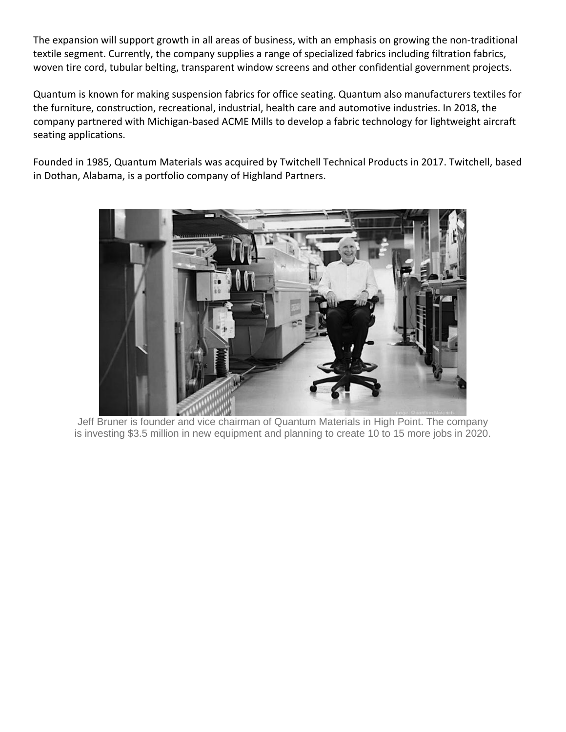The expansion will support growth in all areas of business, with an emphasis on growing the non-traditional textile segment. Currently, the company supplies a range of specialized fabrics including filtration fabrics, woven tire cord, tubular belting, transparent window screens and other confidential government projects.

Quantum is known for making suspension fabrics for office seating. Quantum also manufacturers textiles for the furniture, construction, recreational, industrial, health care and automotive industries. In 2018, the company partnered with Michigan-based ACME Mills to develop a fabric technology for lightweight aircraft seating applications.

Founded in 1985, Quantum Materials was acquired by Twitchell Technical Products in 2017. Twitchell, based in Dothan, Alabama, is a portfolio company of Highland Partners.

Jeff Bruner is founder and vice chairman of Quantum Materials in High Point. The company is investing $3.5 million in new equipment and planning to create 10 to 15 more jobs in 2020.